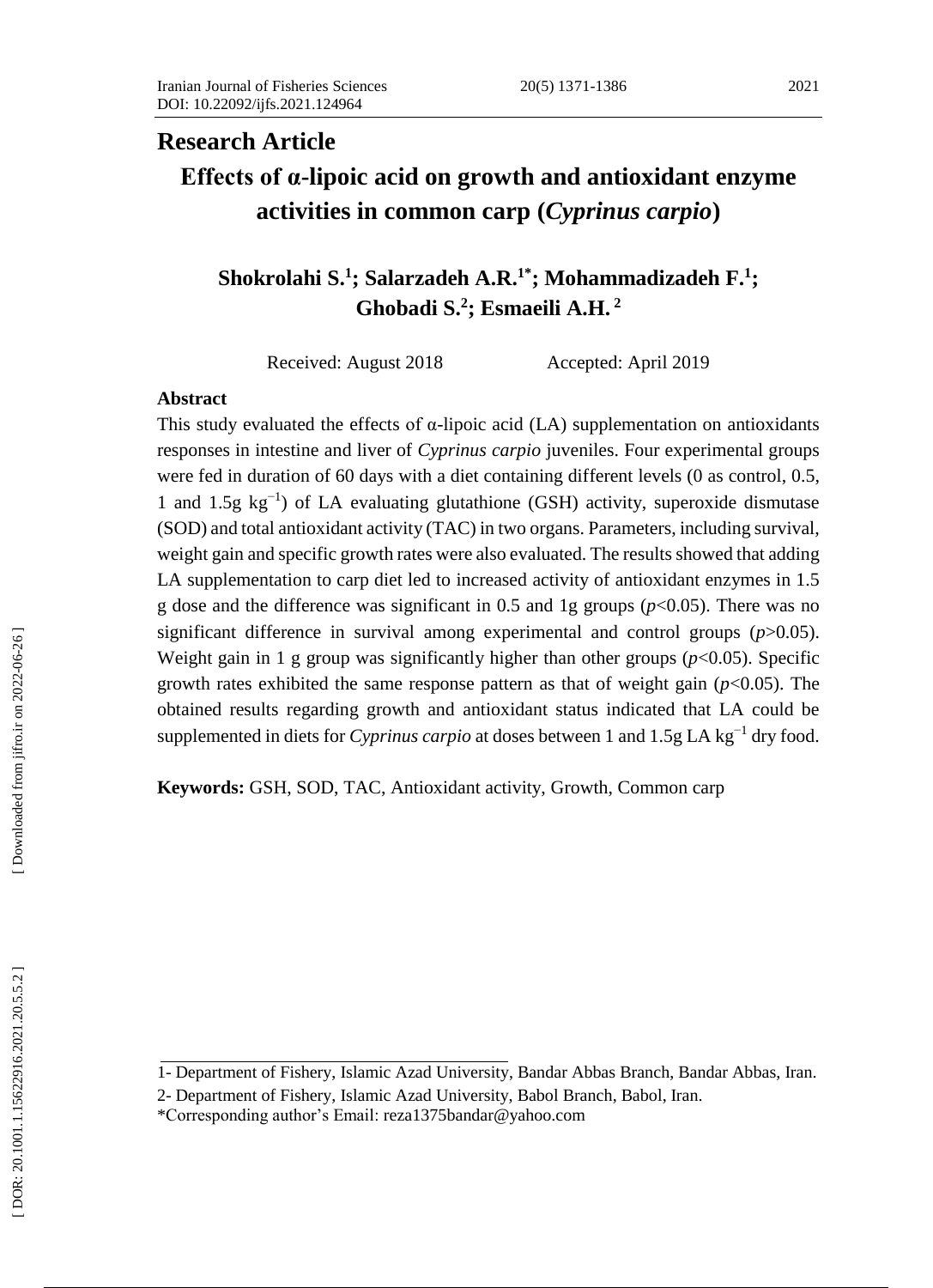**Research Article**

# Effects of α-lipoic acid on growth and antioxidant enzyme activities in common carp (*Cyprinus carpio*)

**Shokrolahi S.[1]; Salarzadeh A.R.[1*]; Mohammadizadeh F.[1]; Ghobadi S.[2]; Esmaeili A.H.[2]**

Received: August 2018 Accepted: April 2019

## Abstract

This study evaluated the effects of α-lipoic acid (LA) supplementation on antioxidants responses in intestine and liver of *Cyprinus carpio* juveniles. Four experimental groups were fed in duration of 60 days with a diet containing different levels (0 as control, 0.5, 1 and 1.5g $kg^{-1}$) of LA evaluating glutathione (GSH) activity, superoxide dismutase (SOD) and total antioxidant activity (TAC) in two organs. Parameters, including survival, weight gain and specific growth rates were also evaluated. The results showed that adding LA supplementation to carp diet led to increased activity of antioxidant enzymes in 1.5 g dose and the difference was significant in 0.5 and 1g groups ($p<0.05$). There was no significant difference in survival among experimental and control groups ($p>0.05$). Weight gain in 1 g group was significantly higher than other groups ($p<0.05$). Specific growth rates exhibited the same response pattern as that of weight gain ($p<0.05$). The obtained results regarding growth and antioxidant status indicated that LA could be supplemented in diets for *Cyprinus carpio* at doses between 1 and 1.5g LA $kg^{-1}$ dry food.

**Keywords:** GSH, SOD, TAC, Antioxidant activity, Growth, Common carp

---

1- Department of Fishery, Islamic Azad University, Bandar Abbas Branch, Bandar Abbas, Iran.

2- Department of Fishery, Islamic Azad University, Babol Branch, Babol, Iran.

*Corresponding author's Email: reza1375bandar@yahoo.com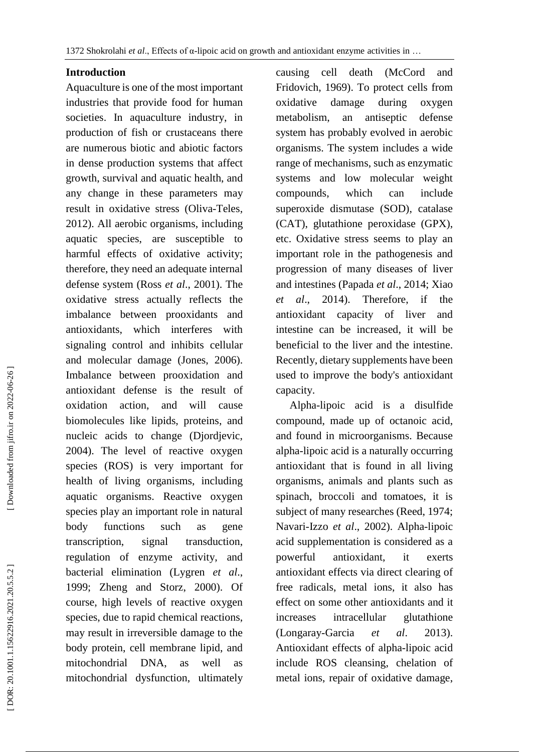## Introduction

Aquaculture is one of the most important industries that provide food for human societies. In aquaculture industry, in production of fish or crustaceans there are numerous biotic and abiotic factors in dense production systems that affect growth, survival and aquatic health, and any change in these parameters may result in oxidative stress (Oliva-Teles, 2012). All aerobic organisms, including aquatic species, are susceptible to harmful effects of oxidative activity; therefore, they need an adequate internal defense system (Ross *et al*., 2001). The oxidative stress actually reflects the imbalance between prooxidants and antioxidants, which interferes with signaling control and inhibits cellular and molecular damage (Jones, 2006). Imbalance between prooxidation and antioxidant defense is the result of oxidation action, and will cause biomolecules like lipids, proteins, and nucleic acids to change (Djordjevic, 2004). The level of reactive oxygen species (ROS) is very important for health of living organisms, including aquatic organisms. Reactive oxygen species play an important role in natural body functions such as gene transcription, signal transduction, regulation of enzyme activity, and bacterial elimination (Lygren *et al*., 1999; Zheng and Storz, 2000). Of course, high levels of reactive oxygen species, due to rapid chemical reactions, may result in irreversible damage to the body protein, cell membrane lipid, and mitochondrial DNA, as well as mitochondrial dysfunction, ultimately causing cell death (McCord and Fridovich, 1969). To protect cells from oxidative damage during oxygen metabolism, an antiseptic defense system has probably evolved in aerobic organisms. The system includes a wide range of mechanisms, such as enzymatic systems and low molecular weight compounds, which can include superoxide dismutase (SOD), catalase (CAT), glutathione peroxidase (GPX), etc. Oxidative stress seems to play an important role in the pathogenesis and progression of many diseases of liver and intestines (Papada *et al*., 2014; Xiao *et al*., 2014). Therefore, if the antioxidant capacity of liver and intestine can be increased, it will be beneficial to the liver and the intestine. Recently, dietary supplements have been used to improve the body's antioxidant capacity.

Alpha-lipoic acid is a disulfide compound, made up of octanoic acid, and found in microorganisms. Because alpha-lipoic acid is a naturally occurring antioxidant that is found in all living organisms, animals and plants such as spinach, broccoli and tomatoes, it is subject of many researches (Reed, 1974; Navari-Izzo *et al*., 2002). Alpha-lipoic acid supplementation is considered as a powerful antioxidant, it exerts antioxidant effects via direct clearing of free radicals, metal ions, it also has effect on some other antioxidants and it increases intracellular glutathione (Longaray-Garcia *et al*. 2013). Antioxidant effects of alpha-lipoic acid include ROS cleansing, chelation of metal ions, repair of oxidative damage,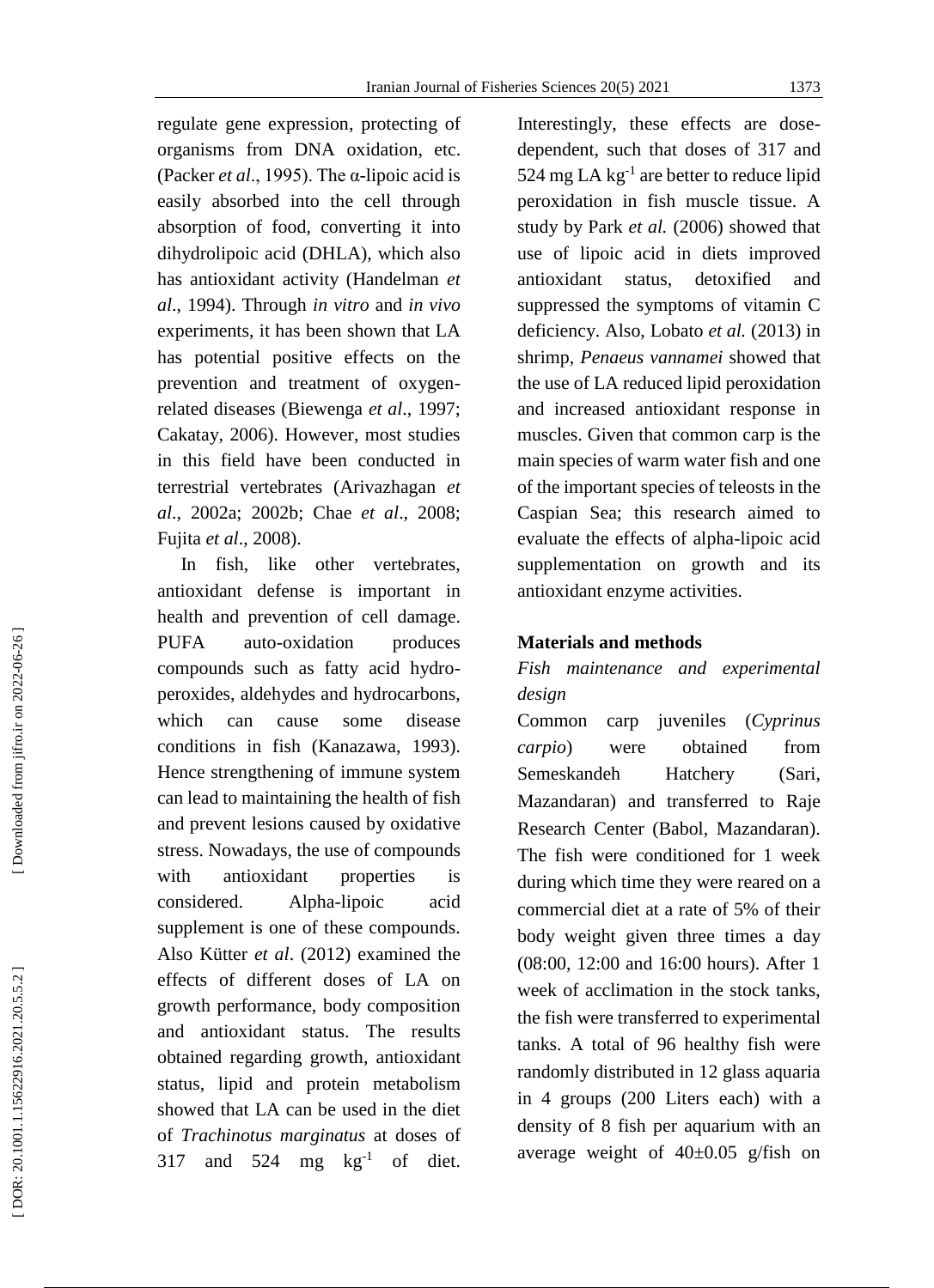regulate gene expression, protecting of organisms from DNA oxidation, etc. (Packer *et al*., 1995). The α-lipoic acid is easily absorbed into the cell through absorption of food, converting it into dihydrolipoic acid (DHLA), which also has antioxidant activity (Handelman *et al*., 1994). Through *in vitro* and *in vivo* experiments, it has been shown that LA has potential positive effects on the prevention and treatment of oxygen-related diseases (Biewenga *et al*., 1997; Cakatay, 2006). However, most studies in this field have been conducted in terrestrial vertebrates (Arivazhagan *et al*., 2002a; 2002b; Chae *et al*., 2008; Fujita *et al*., 2008).

In fish, like other vertebrates, antioxidant defense is important in health and prevention of cell damage. PUFA auto-oxidation produces compounds such as fatty acid hydro-peroxides, aldehydes and hydrocarbons, which can cause some disease conditions in fish (Kanazawa, 1993). Hence strengthening of immune system can lead to maintaining the health of fish and prevent lesions caused by oxidative stress. Nowadays, the use of compounds with antioxidant properties is considered. Alpha-lipoic acid supplement is one of these compounds. Also Kütter *et al*. (2012) examined the effects of different doses of LA on growth performance, body composition and antioxidant status. The results obtained regarding growth, antioxidant status, lipid and protein metabolism showed that LA can be used in the diet of *Trachinotus marginatus* at doses of 317 and 524 mg $kg^{-1}$ of diet. Interestingly, these effects are dose-dependent, such that doses of 317 and 524 mg LA $kg^{-1}$ are better to reduce lipid peroxidation in fish muscle tissue. A study by Park *et al.* (2006) showed that use of lipoic acid in diets improved antioxidant status, detoxified and suppressed the symptoms of vitamin C deficiency. Also, Lobato *et al.* (2013) in shrimp, *Penaeus vannamei* showed that the use of LA reduced lipid peroxidation and increased antioxidant response in muscles. Given that common carp is the main species of warm water fish and one of the important species of teleosts in the Caspian Sea; this research aimed to evaluate the effects of alpha-lipoic acid supplementation on growth and its antioxidant enzyme activities.

## Materials and methods

### *Fish maintenance and experimental design*

Common carp juveniles (*Cyprinus carpio*) were obtained from Semeskandeh Hatchery (Sari, Mazandaran) and transferred to Raje Research Center (Babol, Mazandaran). The fish were conditioned for 1 week during which time they were reared on a commercial diet at a rate of 5% of their body weight given three times a day (08:00, 12:00 and 16:00 hours). After 1 week of acclimation in the stock tanks, the fish were transferred to experimental tanks. A total of 96 healthy fish were randomly distributed in 12 glass aquaria in 4 groups (200 Liters each) with a density of 8 fish per aquarium with an average weight of 40±0.05 g/fish on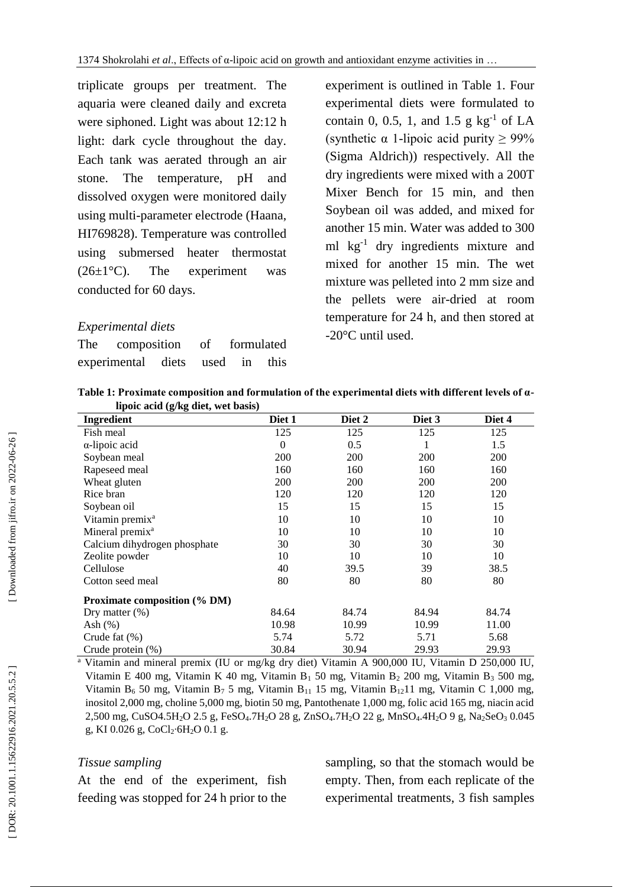triplicate groups per treatment. The aquaria were cleaned daily and excreta were siphoned. Light was about 12:12 h light: dark cycle throughout the day. Each tank was aerated through an air stone. The temperature, pH and dissolved oxygen were monitored daily using multi-parameter electrode (Haana, HI769828). Temperature was controlled using submersed heater thermostat (26±1°C). The experiment was conducted for 60 days.

*Experimental diets*

The composition of formulated experimental diets used in this experiment is outlined in Table 1. Four experimental diets were formulated to contain 0, 0.5, 1, and 1.5 g $kg^{-1}$ of LA (synthetic α 1-lipoic acid purity ≥ 99% (Sigma Aldrich)) respectively. All the dry ingredients were mixed with a 200T Mixer Bench for 15 min, and then Soybean oil was added, and mixed for another 15 min. Water was added to 300 ml $kg^{-1}$ dry ingredients mixture and mixed for another 15 min. The wet mixture was pelleted into 2 mm size and the pellets were air-dried at room temperature for 24 h, and then stored at -20°C until used.

**Table 1: Proximate composition and formulation of the experimental diets with different levels of α-lipoic acid (g/kg diet, wet basis)**

| Ingredient | Diet 1 | Diet 2 | Diet 3 | Diet 4 |
|---|---|---|---|---|
| Fish meal | 125 | 125 | 125 | 125 |
| α-lipoic acid | 0 | 0.5 | 1 | 1.5 |
| Soybean meal | 200 | 200 | 200 | 200 |
| Rapeseed meal | 160 | 160 | 160 | 160 |
| Wheat gluten | 200 | 200 | 200 | 200 |
| Rice bran | 120 | 120 | 120 | 120 |
| Soybean oil | 15 | 15 | 15 | 15 |
| Vitamin premix[a] | 10 | 10 | 10 | 10 |
| Mineral premix[a] | 10 | 10 | 10 | 10 |
| Calcium dihydrogen phosphate | 30 | 30 | 30 | 30 |
| Zeolite powder | 10 | 10 | 10 | 10 |
| Cellulose | 40 | 39.5 | 39 | 38.5 |
| Cotton seed meal | 80 | 80 | 80 | 80 |
| **Proximate composition (% DM)** | | | | |
| Dry matter (%) | 84.64 | 84.74 | 84.94 | 84.74 |
| Ash (%) | 10.98 | 10.99 | 10.99 | 11.00 |
| Crude fat (%) | 5.74 | 5.72 | 5.71 | 5.68 |
| Crude protein (%) | 30.84 | 30.94 | 29.93 | 29.93 |

[a] Vitamin and mineral premix (IU or mg/kg dry diet) Vitamin A 900,000 IU, Vitamin D 250,000 IU, Vitamin E 400 mg, Vitamin K 40 mg, Vitamin $B_1$ 50 mg, Vitamin $B_2$ 200 mg, Vitamin $B_3$ 500 mg, Vitamin $B_6$ 50 mg, Vitamin $B_7$ 5 mg, Vitamin $B_{11}$ 15 mg, Vitamin $B_{12}$11 mg, Vitamin C 1,000 mg, inositol 2,000 mg, choline 5,000 mg, biotin 50 mg, Pantothenate 1,000 mg, folic acid 165 mg, niacin acid 2,500 mg, $CuSO_4.5H_2O$ 2.5 g, $FeSO_4.7H_2O$ 28 g, $ZnSO_4.7H_2O$ 22 g, $MnSO_4.4H_2O$ 9 g, $Na_2SeO_3$ 0.045 g, KI 0.026 g, $CoCl_2{\cdot}6H_2O$ 0.1 g.

*Tissue sampling*

At the end of the experiment, fish feeding was stopped for 24 h prior to the sampling, so that the stomach would be empty. Then, from each replicate of the experimental treatments, 3 fish samples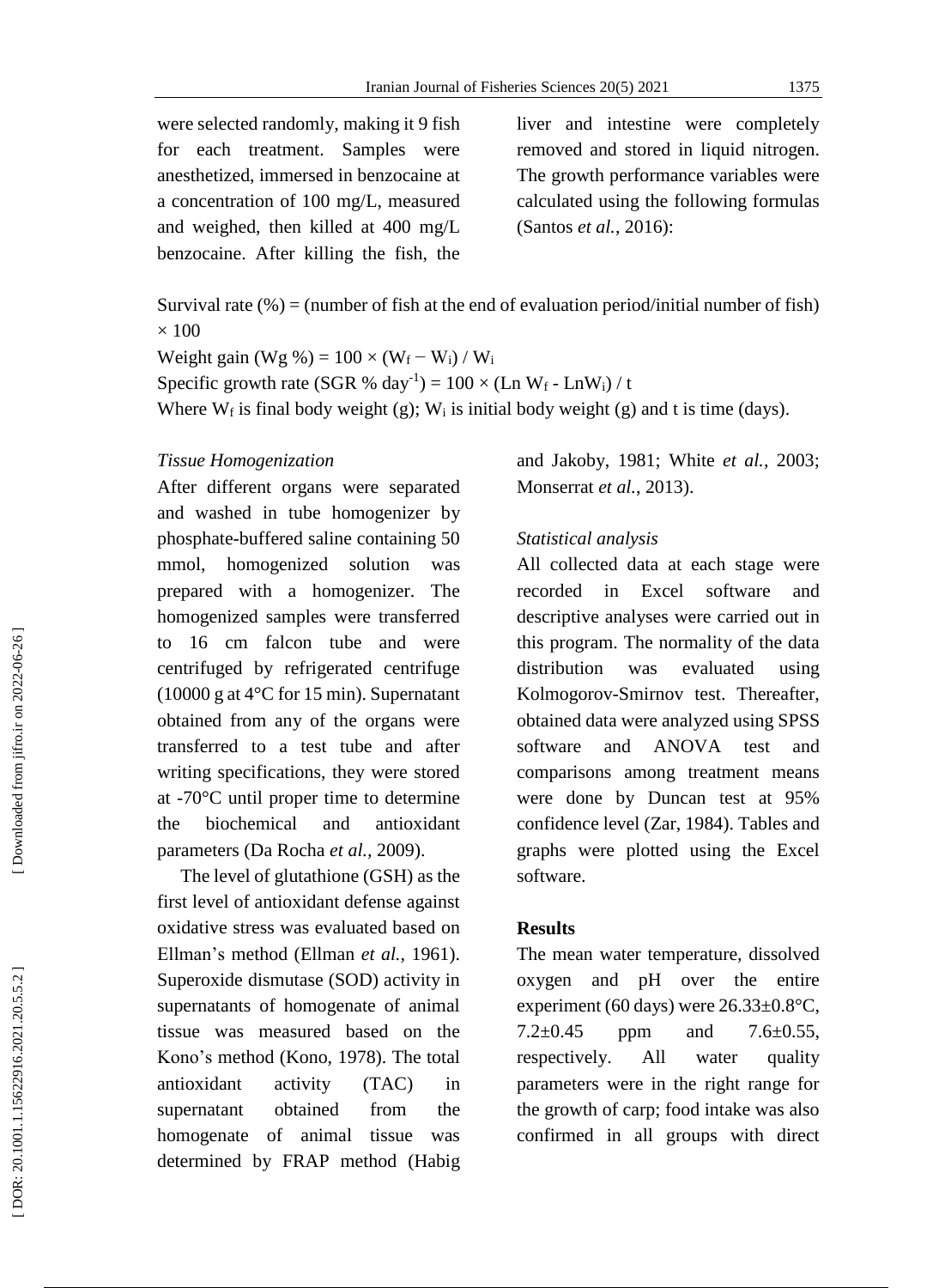were selected randomly, making it 9 fish for each treatment. Samples were anesthetized, immersed in benzocaine at a concentration of 100 mg/L, measured and weighed, then killed at 400 mg/L benzocaine. After killing the fish, the liver and intestine were completely removed and stored in liquid nitrogen. The growth performance variables were calculated using the following formulas (Santos *et al.*, 2016):

Survival rate (%) = (number of fish at the end of evaluation period/initial number of fish) × 100

Weight gain (Wg %) = $100 \times (W_f - W_i) / W_i$

Specific growth rate (SGR % day$^{-1}$) = $100 \times (\text{Ln } W_f - \text{Ln}W_i) / t$

Where $W_f$ is final body weight (g); $W_i$ is initial body weight (g) and t is time (days).

### *Tissue Homogenization*

After different organs were separated and washed in tube homogenizer by phosphate-buffered saline containing 50 mmol, homogenized solution was prepared with a homogenizer. The homogenized samples were transferred to 16 cm falcon tube and were centrifuged by refrigerated centrifuge (10000 g at 4°C for 15 min). Supernatant obtained from any of the organs were transferred to a test tube and after writing specifications, they were stored at -70°C until proper time to determine the biochemical and antioxidant parameters (Da Rocha *et al.*, 2009).

The level of glutathione (GSH) as the first level of antioxidant defense against oxidative stress was evaluated based on Ellman's method (Ellman *et al.*, 1961). Superoxide dismutase (SOD) activity in supernatants of homogenate of animal tissue was measured based on the Kono's method (Kono, 1978). The total antioxidant activity (TAC) in supernatant obtained from the homogenate of animal tissue was determined by FRAP method (Habig and Jakoby, 1981; White *et al.*, 2003; Monserrat *et al.*, 2013).

### *Statistical analysis*

All collected data at each stage were recorded in Excel software and descriptive analyses were carried out in this program. The normality of the data distribution was evaluated using Kolmogorov-Smirnov test. Thereafter, obtained data were analyzed using SPSS software and ANOVA test and comparisons among treatment means were done by Duncan test at 95% confidence level (Zar, 1984). Tables and graphs were plotted using the Excel software.

## Results

The mean water temperature, dissolved oxygen and pH over the entire experiment (60 days) were 26.33±0.8°C, 7.2±0.45 ppm and 7.6±0.55, respectively. All water quality parameters were in the right range for the growth of carp; food intake was also confirmed in all groups with direct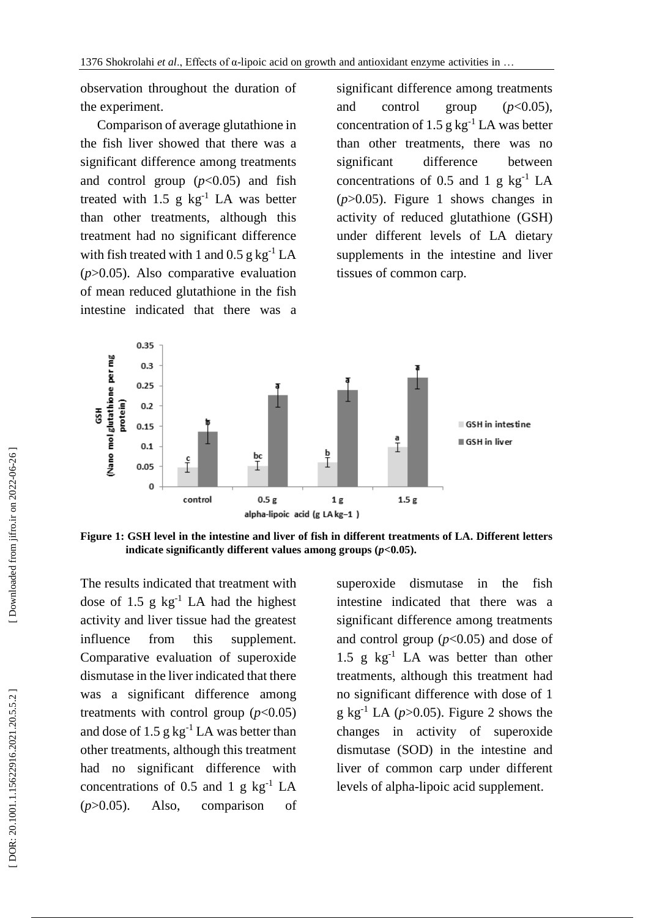observation throughout the duration of the experiment.

Comparison of average glutathione in the fish liver showed that there was a significant difference among treatments and control group ($p$<0.05) and fish treated with 1.5 g kg$^{-1}$ LA was better than other treatments, although this treatment had no significant difference with fish treated with 1 and 0.5 g kg$^{-1}$ LA ($p$>0.05). Also comparative evaluation of mean reduced glutathione in the fish intestine indicated that there was a significant difference among treatments and control group ($p$<0.05), concentration of 1.5 g kg$^{-1}$ LA was better than other treatments, there was no significant difference between concentrations of 0.5 and 1 g kg$^{-1}$ LA ($p$>0.05). Figure 1 shows changes in activity of reduced glutathione (GSH) under different levels of LA dietary supplements in the intestine and liver tissues of common carp.

**Figure 1: GSH level in the intestine and liver of fish in different treatments of LA. Different letters indicate significantly different values among groups ($p$<0.05).**

The results indicated that treatment with dose of 1.5 g kg$^{-1}$ LA had the highest activity and liver tissue had the greatest influence from this supplement. Comparative evaluation of superoxide dismutase in the liver indicated that there was a significant difference among treatments with control group ($p$<0.05) and dose of 1.5 g kg$^{-1}$ LA was better than other treatments, although this treatment had no significant difference with concentrations of 0.5 and 1 g kg$^{-1}$ LA ($p$>0.05). Also, comparison of superoxide dismutase in the fish intestine indicated that there was a significant difference among treatments and control group ($p$<0.05) and dose of 1.5 g kg$^{-1}$ LA was better than other treatments, although this treatment had no significant difference with dose of 1 g kg$^{-1}$ LA ($p$>0.05). Figure 2 shows the changes in activity of superoxide dismutase (SOD) in the intestine and liver of common carp under different levels of alpha-lipoic acid supplement.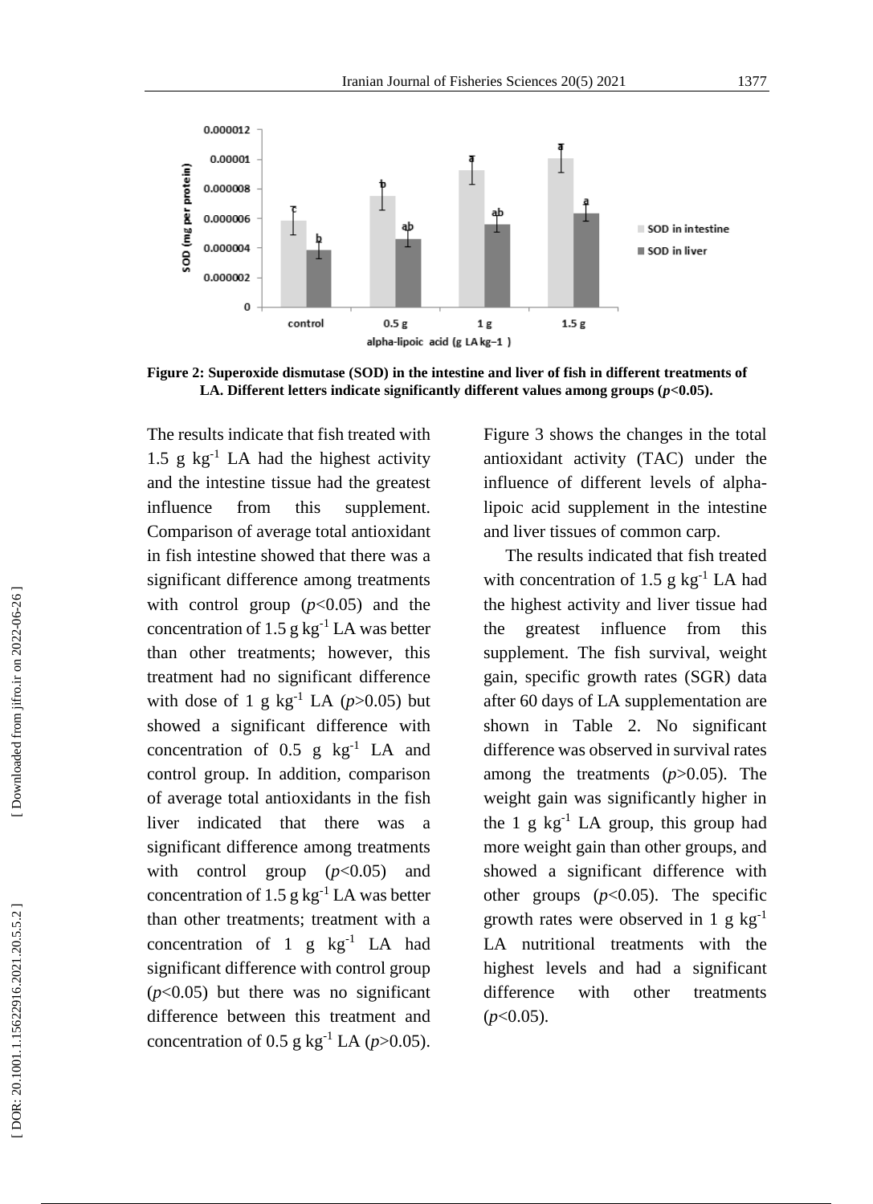**Figure 2: Superoxide dismutase (SOD) in the intestine and liver of fish in different treatments of LA. Different letters indicate significantly different values among groups ($p$<0.05).**

The results indicate that fish treated with 1.5 g kg$^{-1}$ LA had the highest activity and the intestine tissue had the greatest influence from this supplement. Comparison of average total antioxidant in fish intestine showed that there was a significant difference among treatments with control group ($p$<0.05) and the concentration of 1.5 g kg$^{-1}$ LA was better than other treatments; however, this treatment had no significant difference with dose of 1 g kg$^{-1}$ LA ($p$>0.05) but showed a significant difference with concentration of 0.5 g kg$^{-1}$ LA and control group. In addition, comparison of average total antioxidants in the fish liver indicated that there was a significant difference among treatments with control group ($p$<0.05) and concentration of 1.5 g kg$^{-1}$ LA was better than other treatments; treatment with a concentration of 1 g kg$^{-1}$ LA had significant difference with control group ($p$<0.05) but there was no significant difference between this treatment and concentration of 0.5 g kg$^{-1}$ LA ($p$>0.05).

Figure 3 shows the changes in the total antioxidant activity (TAC) under the influence of different levels of alpha-lipoic acid supplement in the intestine and liver tissues of common carp.

The results indicated that fish treated with concentration of 1.5 g kg$^{-1}$ LA had the highest activity and liver tissue had the greatest influence from this supplement. The fish survival, weight gain, specific growth rates (SGR) data after 60 days of LA supplementation are shown in Table 2. No significant difference was observed in survival rates among the treatments ($p$>0.05). The weight gain was significantly higher in the 1 g kg$^{-1}$ LA group, this group had more weight gain than other groups, and showed a significant difference with other groups ($p$<0.05). The specific growth rates were observed in 1 g kg$^{-1}$ LA nutritional treatments with the highest levels and had a significant difference with other treatments ($p$<0.05).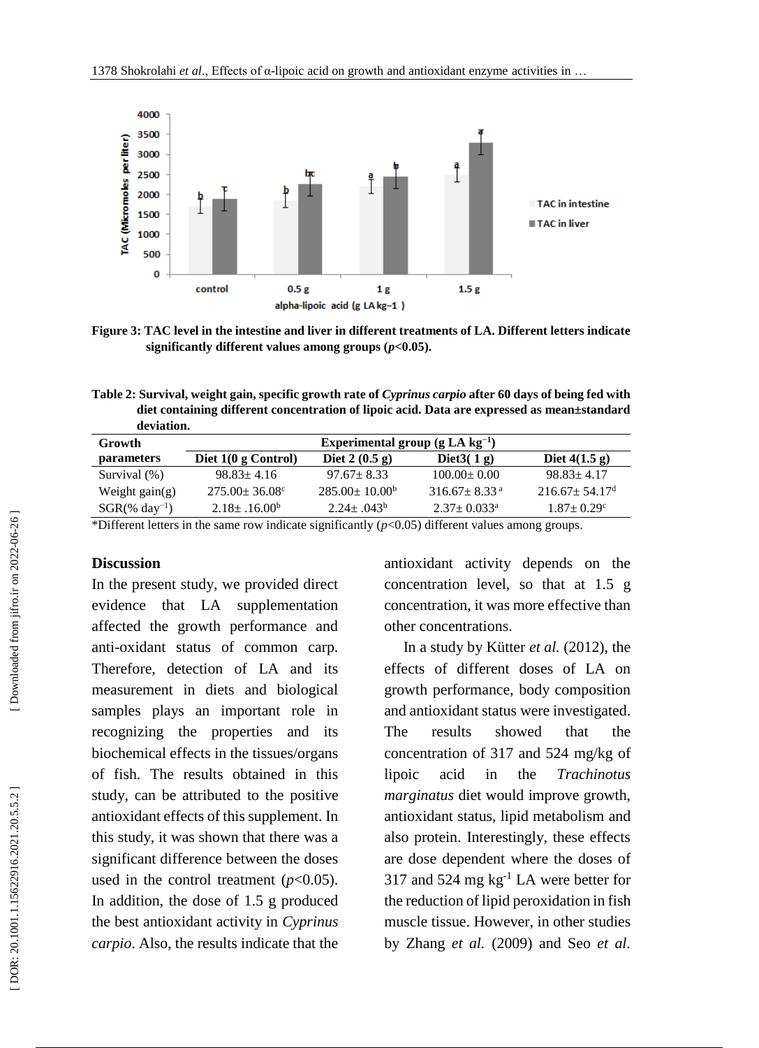Figure 3: TAC level in the intestine and liver in different treatments of LA. Different letters indicate significantly different values among groups ($p$<0.05).

Table 2: Survival, weight gain, specific growth rate of *Cyprinus carpio* after 60 days of being fed with diet containing different concentration of lipoic acid. Data are expressed as mean±standard deviation.

| Growth parameters | Experimental group (g LA $kg^{-1}$) | | | |
|---|---|---|---|---|
| | Diet 1(0 g Control) | Diet 2 (0.5 g) | Diet3( 1 g) | Diet 4(1.5 g) |
| Survival (%) | 98.83± 4.16 | 97.67± 8.33 | 100.00± 0.00 | 98.83± 4.17 |
| Weight gain(g) | 275.00± 36.08$^{c}$ | 285.00± 10.00$^{b}$ | 316.67± 8.33$^{a}$ | 216.67± 54.17$^{d}$ |
| SGR(% $day^{-1}$) | 2.18± .16.00$^{b}$ | 2.24± .043$^{b}$ | 2.37± 0.033$^{a}$ | 1.87± 0.29$^{c}$ |

*Different letters in the same row indicate significantly ($p$<0.05) different values among groups.

## Discussion

In the present study, we provided direct evidence that LA supplementation affected the growth performance and anti-oxidant status of common carp. Therefore, detection of LA and its measurement in diets and biological samples plays an important role in recognizing the properties and its biochemical effects in the tissues/organs of fish. The results obtained in this study, can be attributed to the positive antioxidant effects of this supplement. In this study, it was shown that there was a significant difference between the doses used in the control treatment ($p$<0.05). In addition, the dose of 1.5 g produced the best antioxidant activity in *Cyprinus carpio*. Also, the results indicate that the antioxidant activity depends on the concentration level, so that at 1.5 g concentration, it was more effective than other concentrations.

In a study by Kütter *et al.* (2012), the effects of different doses of LA on growth performance, body composition and antioxidant status were investigated. The results showed that the concentration of 317 and 524 mg/kg of lipoic acid in the *Trachinotus marginatus* diet would improve growth, antioxidant status, lipid metabolism and also protein. Interestingly, these effects are dose dependent where the doses of 317 and 524 mg $kg^{-1}$ LA were better for the reduction of lipid peroxidation in fish muscle tissue. However, in other studies by Zhang *et al.* (2009) and Seo *et al.*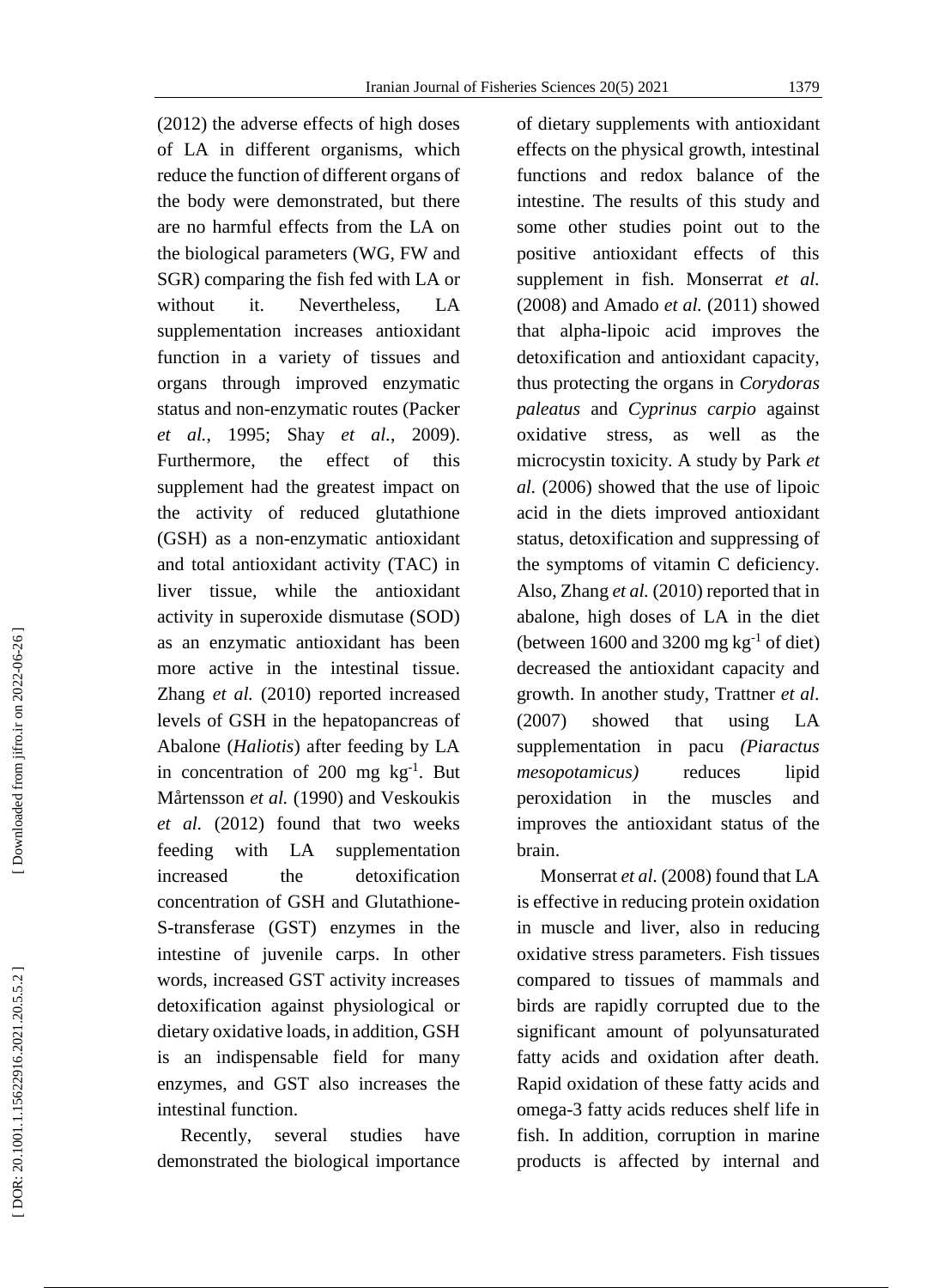(2012) the adverse effects of high doses of LA in different organisms, which reduce the function of different organs of the body were demonstrated, but there are no harmful effects from the LA on the biological parameters (WG, FW and SGR) comparing the fish fed with LA or without it. Nevertheless, LA supplementation increases antioxidant function in a variety of tissues and organs through improved enzymatic status and non-enzymatic routes (Packer *et al.*, 1995; Shay *et al.*, 2009). Furthermore, the effect of this supplement had the greatest impact on the activity of reduced glutathione (GSH) as a non-enzymatic antioxidant and total antioxidant activity (TAC) in liver tissue, while the antioxidant activity in superoxide dismutase (SOD) as an enzymatic antioxidant has been more active in the intestinal tissue. Zhang *et al.* (2010) reported increased levels of GSH in the hepatopancreas of Abalone (*Haliotis*) after feeding by LA in concentration of 200 mg $kg^{-1}$. But Mårtensson *et al.* (1990) and Veskoukis *et al.* (2012) found that two weeks feeding with LA supplementation increased the detoxification concentration of GSH and Glutathione-S-transferase (GST) enzymes in the intestine of juvenile carps. In other words, increased GST activity increases detoxification against physiological or dietary oxidative loads, in addition, GSH is an indispensable field for many enzymes, and GST also increases the intestinal function.

Recently, several studies have demonstrated the biological importance of dietary supplements with antioxidant effects on the physical growth, intestinal functions and redox balance of the intestine. The results of this study and some other studies point out to the positive antioxidant effects of this supplement in fish. Monserrat *et al.* (2008) and Amado *et al.* (2011) showed that alpha-lipoic acid improves the detoxification and antioxidant capacity, thus protecting the organs in *Corydoras paleatus* and *Cyprinus carpio* against oxidative stress, as well as the microcystin toxicity. A study by Park *et al.* (2006) showed that the use of lipoic acid in the diets improved antioxidant status, detoxification and suppressing of the symptoms of vitamin C deficiency. Also, Zhang *et al.* (2010) reported that in abalone, high doses of LA in the diet (between 1600 and 3200 mg $kg^{-1}$ of diet) decreased the antioxidant capacity and growth. In another study, Trattner *et al.* (2007) showed that using LA supplementation in pacu *(Piaractus mesopotamicus)* reduces lipid peroxidation in the muscles and improves the antioxidant status of the brain.

Monserrat *et al.* (2008) found that LA is effective in reducing protein oxidation in muscle and liver, also in reducing oxidative stress parameters. Fish tissues compared to tissues of mammals and birds are rapidly corrupted due to the significant amount of polyunsaturated fatty acids and oxidation after death. Rapid oxidation of these fatty acids and omega-3 fatty acids reduces shelf life in fish. In addition, corruption in marine products is affected by internal and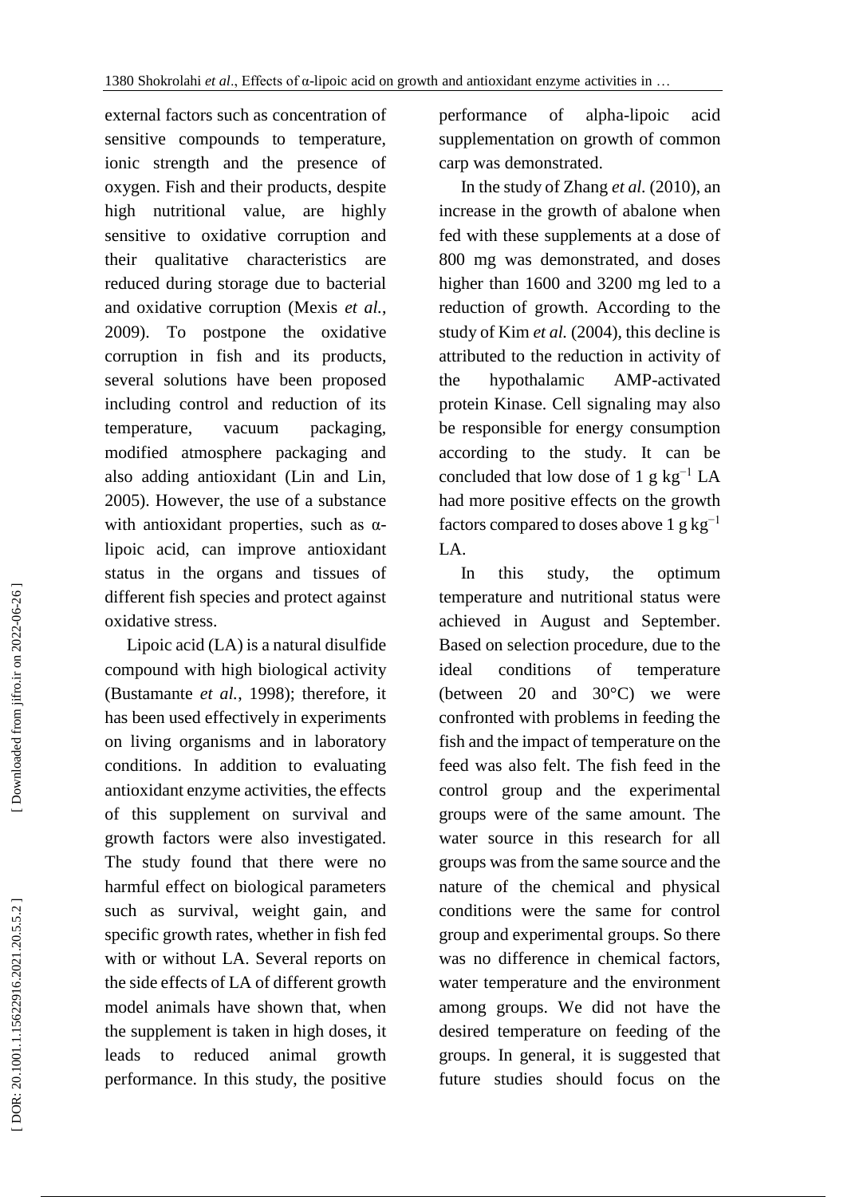external factors such as concentration of sensitive compounds to temperature, ionic strength and the presence of oxygen. Fish and their products, despite high nutritional value, are highly sensitive to oxidative corruption and their qualitative characteristics are reduced during storage due to bacterial and oxidative corruption (Mexis *et al.*, 2009). To postpone the oxidative corruption in fish and its products, several solutions have been proposed including control and reduction of its temperature, vacuum packaging, modified atmosphere packaging and also adding antioxidant (Lin and Lin, 2005). However, the use of a substance with antioxidant properties, such as α-lipoic acid, can improve antioxidant status in the organs and tissues of different fish species and protect against oxidative stress.

Lipoic acid (LA) is a natural disulfide compound with high biological activity (Bustamante *et al.*, 1998); therefore, it has been used effectively in experiments on living organisms and in laboratory conditions. In addition to evaluating antioxidant enzyme activities, the effects of this supplement on survival and growth factors were also investigated. The study found that there were no harmful effect on biological parameters such as survival, weight gain, and specific growth rates, whether in fish fed with or without LA. Several reports on the side effects of LA of different growth model animals have shown that, when the supplement is taken in high doses, it leads to reduced animal growth performance. In this study, the positive performance of alpha-lipoic acid supplementation on growth of common carp was demonstrated.

In the study of Zhang *et al.* (2010), an increase in the growth of abalone when fed with these supplements at a dose of 800 mg was demonstrated, and doses higher than 1600 and 3200 mg led to a reduction of growth. According to the study of Kim *et al.* (2004), this decline is attributed to the reduction in activity of the hypothalamic AMP-activated protein Kinase. Cell signaling may also be responsible for energy consumption according to the study. It can be concluded that low dose of 1 g $kg^{-1}$ LA had more positive effects on the growth factors compared to doses above 1 g $kg^{-1}$ LA.

In this study, the optimum temperature and nutritional status were achieved in August and September. Based on selection procedure, due to the ideal conditions of temperature (between 20 and 30°C) we were confronted with problems in feeding the fish and the impact of temperature on the feed was also felt. The fish feed in the control group and the experimental groups were of the same amount. The water source in this research for all groups was from the same source and the nature of the chemical and physical conditions were the same for control group and experimental groups. So there was no difference in chemical factors, water temperature and the environment among groups. We did not have the desired temperature on feeding of the groups. In general, it is suggested that future studies should focus on the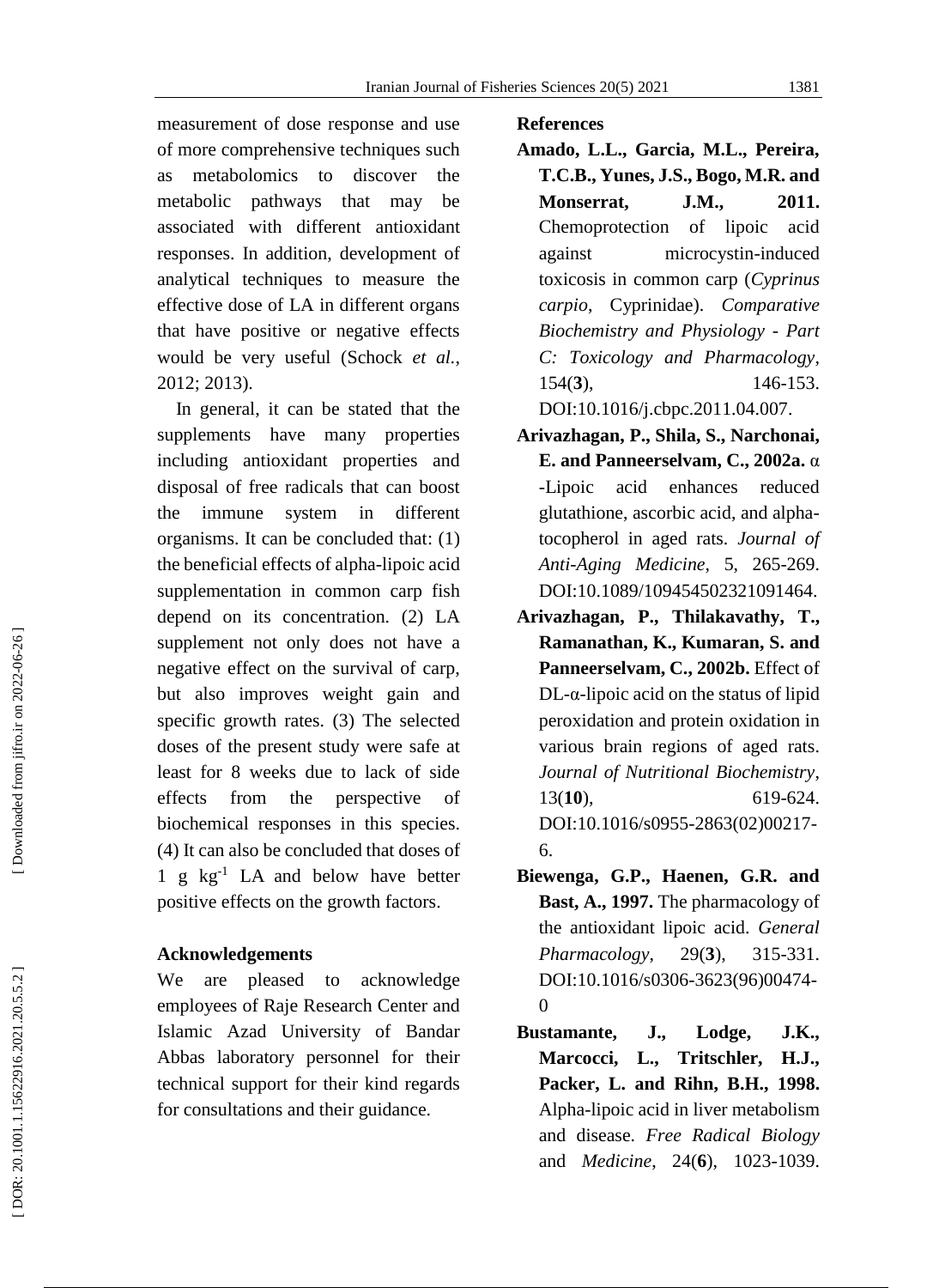measurement of dose response and use of more comprehensive techniques such as metabolomics to discover the metabolic pathways that may be associated with different antioxidant responses. In addition, development of analytical techniques to measure the effective dose of LA in different organs that have positive or negative effects would be very useful (Schock *et al.*, 2012; 2013).

In general, it can be stated that the supplements have many properties including antioxidant properties and disposal of free radicals that can boost the immune system in different organisms. It can be concluded that: (1) the beneficial effects of alpha-lipoic acid supplementation in common carp fish depend on its concentration. (2) LA supplement not only does not have a negative effect on the survival of carp, but also improves weight gain and specific growth rates. (3) The selected doses of the present study were safe at least for 8 weeks due to lack of side effects from the perspective of biochemical responses in this species. (4) It can also be concluded that doses of 1 g $kg^{-1}$ LA and below have better positive effects on the growth factors.

## Acknowledgements

We are pleased to acknowledge employees of Raje Research Center and Islamic Azad University of Bandar Abbas laboratory personnel for their technical support for their kind regards for consultations and their guidance.

## References

**Amado, L.L., Garcia, M.L., Pereira, T.C.B., Yunes, J.S., Bogo, M.R. and Monserrat, J.M., 2011.** Chemoprotection of lipoic acid against microcystin-induced toxicosis in common carp (*Cyprinus carpio*, Cyprinidae). *Comparative Biochemistry and Physiology - Part C: Toxicology and Pharmacology*, 154(**3**), 146-153. DOI:10.1016/j.cbpc.2011.04.007.

**Arivazhagan, P., Shila, S., Narchonai, E. and Panneerselvam, C., 2002a.** α -Lipoic acid enhances reduced glutathione, ascorbic acid, and alpha-tocopherol in aged rats. *Journal of Anti-Aging Medicine*, 5, 265-269. DOI:10.1089/109454502321091464.

**Arivazhagan, P., Thilakavathy, T., Ramanathan, K., Kumaran, S. and Panneerselvam, C., 2002b.** Effect of DL-α-lipoic acid on the status of lipid peroxidation and protein oxidation in various brain regions of aged rats. *Journal of Nutritional Biochemistry*, 13(**10**), 619-624. DOI:10.1016/s0955-2863(02)00217-6.

**Biewenga, G.P., Haenen, G.R. and Bast, A., 1997.** The pharmacology of the antioxidant lipoic acid. *General Pharmacology*, 29(**3**), 315-331. DOI:10.1016/s0306-3623(96)00474-0

**Bustamante, J., Lodge, J.K., Marcocci, L., Tritschler, H.J., Packer, L. and Rihn, B.H., 1998.** Alpha-lipoic acid in liver metabolism and disease. *Free Radical Biology* and *Medicine*, 24(**6**), 1023-1039.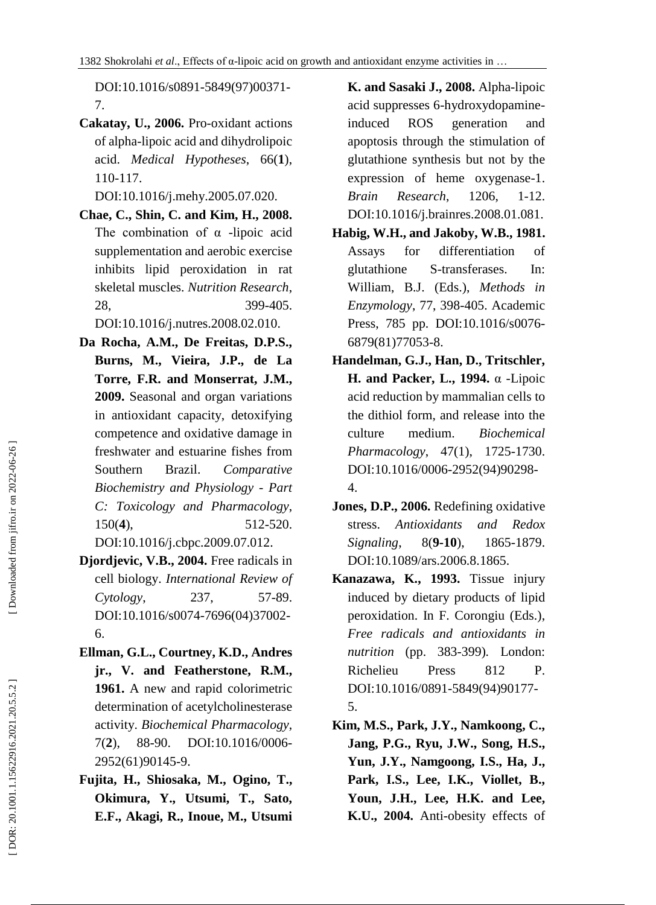DOI:10.1016/s0891-5849(97)00371-7.

**Cakatay, U., 2006.** Pro-oxidant actions of alpha-lipoic acid and dihydrolipoic acid. *Medical Hypotheses*, 66(**1**), 110-117. DOI:10.1016/j.mehy.2005.07.020.

**Chae, C., Shin, C. and Kim, H., 2008.** The combination of α -lipoic acid supplementation and aerobic exercise inhibits lipid peroxidation in rat skeletal muscles. *Nutrition Research*, 28, 399-405. DOI:10.1016/j.nutres.2008.02.010.

**Da Rocha, A.M., De Freitas, D.P.S., Burns, M., Vieira, J.P., de La Torre, F.R. and Monserrat, J.M., 2009.** Seasonal and organ variations in antioxidant capacity, detoxifying competence and oxidative damage in freshwater and estuarine fishes from Southern Brazil. *Comparative Biochemistry and Physiology - Part C: Toxicology and Pharmacology*, 150(**4**), 512-520. DOI:10.1016/j.cbpc.2009.07.012.

**Djordjevic, V.B., 2004.** Free radicals in cell biology. *International Review of Cytology*, 237, 57-89. DOI:10.1016/s0074-7696(04)37002-6.

**Ellman, G.L., Courtney, K.D., Andres jr., V. and Featherstone, R.M., 1961.** A new and rapid colorimetric determination of acetylcholinesterase activity. *Biochemical Pharmacology*, 7(**2**), 88-90. DOI:10.1016/0006-2952(61)90145-9.

**Fujita, H., Shiosaka, M., Ogino, T., Okimura, Y., Utsumi, T., Sato, E.F., Akagi, R., Inoue, M., Utsumi K. and Sasaki J., 2008.** Alpha-lipoic acid suppresses 6-hydroxydopamine-induced ROS generation and apoptosis through the stimulation of glutathione synthesis but not by the expression of heme oxygenase-1. *Brain Research*, 1206, 1-12. DOI:10.1016/j.brainres.2008.01.081.

**Habig, W.H., and Jakoby, W.B., 1981.** Assays for differentiation of glutathione S-transferases. In: William, B.J. (Eds.), *Methods in Enzymology*, 77, 398-405. Academic Press, 785 pp. DOI:10.1016/s0076-6879(81)77053-8.

**Handelman, G.J., Han, D., Tritschler, H. and Packer, L., 1994.** α -Lipoic acid reduction by mammalian cells to the dithiol form, and release into the culture medium. *Biochemical Pharmacology*, 47(1), 1725-1730. DOI:10.1016/0006-2952(94)90298-4.

**Jones, D.P., 2006.** Redefining oxidative stress. *Antioxidants and Redox Signaling*, 8(**9-10**), 1865-1879. DOI:10.1089/ars.2006.8.1865.

**Kanazawa, K., 1993.** Tissue injury induced by dietary products of lipid peroxidation. In F. Corongiu (Eds.), *Free radicals and antioxidants in nutrition* (pp. 383-399). London: Richelieu Press 812 P. DOI:10.1016/0891-5849(94)90177-5.

**Kim, M.S., Park, J.Y., Namkoong, C., Jang, P.G., Ryu, J.W., Song, H.S., Yun, J.Y., Namgoong, I.S., Ha, J., Park, I.S., Lee, I.K., Viollet, B., Youn, J.H., Lee, H.K. and Lee, K.U., 2004.** Anti-obesity effects of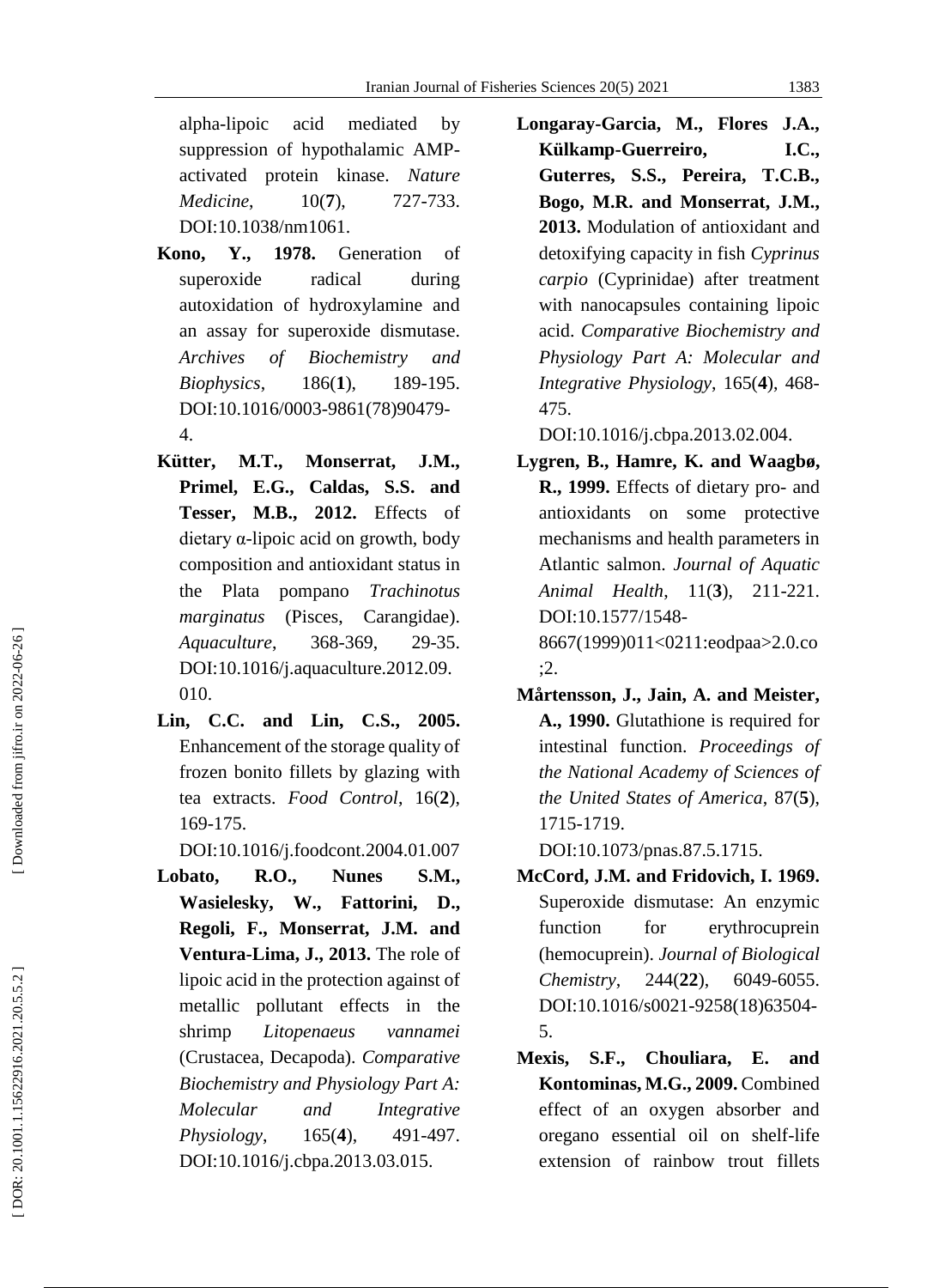alpha-lipoic acid mediated by suppression of hypothalamic AMP-activated protein kinase. *Nature Medicine*, 10(**7**), 727-733. DOI:10.1038/nm1061.

**Kono, Y., 1978.** Generation of superoxide radical during autoxidation of hydroxylamine and an assay for superoxide dismutase. *Archives of Biochemistry and Biophysics*, 186(**1**), 189-195. DOI:10.1016/0003-9861(78)90479-4.

**Kütter, M.T., Monserrat, J.M., Primel, E.G., Caldas, S.S. and Tesser, M.B., 2012.** Effects of dietary α-lipoic acid on growth, body composition and antioxidant status in the Plata pompano *Trachinotus marginatus* (Pisces, Carangidae). *Aquaculture*, 368-369, 29-35. DOI:10.1016/j.aquaculture.2012.09.010.

**Lin, C.C. and Lin, C.S., 2005.** Enhancement of the storage quality of frozen bonito fillets by glazing with tea extracts. *Food Control*, 16(**2**), 169-175. DOI:10.1016/j.foodcont.2004.01.007

**Lobato, R.O., Nunes S.M., Wasielesky, W., Fattorini, D., Regoli, F., Monserrat, J.M. and Ventura-Lima, J., 2013.** The role of lipoic acid in the protection against of metallic pollutant effects in the shrimp *Litopenaeus vannamei* (Crustacea, Decapoda). *Comparative Biochemistry and Physiology Part A: Molecular and Integrative Physiology*, 165(**4**), 491-497. DOI:10.1016/j.cbpa.2013.03.015.

**Longaray-Garcia, M., Flores J.A., Külkamp-Guerreiro, I.C., Guterres, S.S., Pereira, T.C.B., Bogo, M.R. and Monserrat, J.M., 2013.** Modulation of antioxidant and detoxifying capacity in fish *Cyprinus carpio* (Cyprinidae) after treatment with nanocapsules containing lipoic acid. *Comparative Biochemistry and Physiology Part A: Molecular and Integrative Physiology*, 165(**4**), 468-475. DOI:10.1016/j.cbpa.2013.02.004.

**Lygren, B., Hamre, K. and Waagbø, R., 1999.** Effects of dietary pro- and antioxidants on some protective mechanisms and health parameters in Atlantic salmon. *Journal of Aquatic Animal Health*, 11(**3**), 211-221. DOI:10.1577/1548-8667(1999)011<0211:eodpaa>2.0.co;2.

**Mårtensson, J., Jain, A. and Meister, A., 1990.** Glutathione is required for intestinal function. *Proceedings of the National Academy of Sciences of the United States of America*, 87(**5**), 1715-1719. DOI:10.1073/pnas.87.5.1715.

**McCord, J.M. and Fridovich, I. 1969.** Superoxide dismutase: An enzymic function for erythrocuprein (hemocuprein). *Journal of Biological Chemistry*, 244(**22**), 6049-6055. DOI:10.1016/s0021-9258(18)63504-5.

**Mexis, S.F., Chouliara, E. and Kontominas, M.G., 2009.** Combined effect of an oxygen absorber and oregano essential oil on shelf-life extension of rainbow trout fillets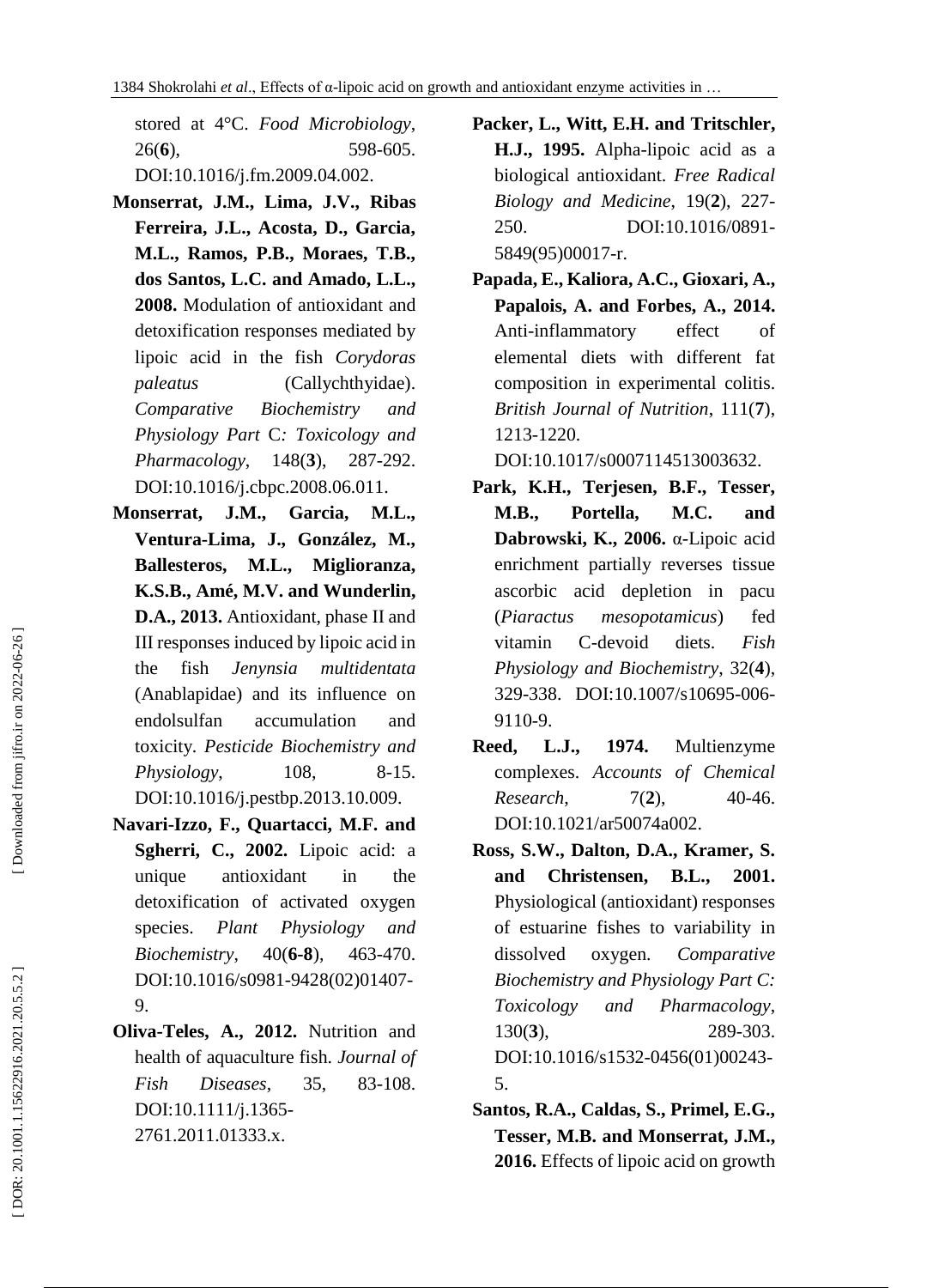stored at 4°C. *Food Microbiology*, 26(**6**), 598-605. DOI:10.1016/j.fm.2009.04.002.

**Monserrat, J.M., Lima, J.V., Ribas Ferreira, J.L., Acosta, D., Garcia, M.L., Ramos, P.B., Moraes, T.B., dos Santos, L.C. and Amado, L.L., 2008.** Modulation of antioxidant and detoxification responses mediated by lipoic acid in the fish *Corydoras paleatus* (Callychthyidae). *Comparative Biochemistry and Physiology Part C: Toxicology and Pharmacology*, 148(**3**), 287-292. DOI:10.1016/j.cbpc.2008.06.011.

**Monserrat, J.M., Garcia, M.L., Ventura-Lima, J., González, M., Ballesteros, M.L., Miglioranza, K.S.B., Amé, M.V. and Wunderlin, D.A., 2013.** Antioxidant, phase II and III responses induced by lipoic acid in the fish *Jenynsia multidentata* (Anablapidae) and its influence on endolsulfan accumulation and toxicity. *Pesticide Biochemistry and Physiology*, 108, 8-15. DOI:10.1016/j.pestbp.2013.10.009.

**Navari-Izzo, F., Quartacci, M.F. and Sgherri, C., 2002.** Lipoic acid: a unique antioxidant in the detoxification of activated oxygen species. *Plant Physiology and Biochemistry*, 40(**6-8**), 463-470. DOI:10.1016/s0981-9428(02)01407-9.

**Oliva-Teles, A., 2012.** Nutrition and health of aquaculture fish. *Journal of Fish Diseases*, 35, 83-108. DOI:10.1111/j.1365-2761.2011.01333.x.

**Packer, L., Witt, E.H. and Tritschler, H.J., 1995.** Alpha-lipoic acid as a biological antioxidant. *Free Radical Biology and Medicine*, 19(**2**), 227-250. DOI:10.1016/0891-5849(95)00017-r.

**Papada, E., Kaliora, A.C., Gioxari, A., Papalois, A. and Forbes, A., 2014.** Anti-inflammatory effect of elemental diets with different fat composition in experimental colitis. *British Journal of Nutrition*, 111(**7**), 1213-1220. DOI:10.1017/s0007114513003632.

**Park, K.H., Terjesen, B.F., Tesser, M.B., Portella, M.C. and Dabrowski, K., 2006.** α-Lipoic acid enrichment partially reverses tissue ascorbic acid depletion in pacu (*Piaractus mesopotamicus*) fed vitamin C-devoid diets. *Fish Physiology and Biochemistry*, 32(**4**), 329-338. DOI:10.1007/s10695-006-9110-9.

**Reed, L.J., 1974.** Multienzyme complexes. *Accounts of Chemical Research*, 7(**2**), 40-46. DOI:10.1021/ar50074a002.

**Ross, S.W., Dalton, D.A., Kramer, S. and Christensen, B.L., 2001.** Physiological (antioxidant) responses of estuarine fishes to variability in dissolved oxygen. *Comparative Biochemistry and Physiology Part C: Toxicology and Pharmacology*, 130(**3**), 289-303. DOI:10.1016/s1532-0456(01)00243-5.

**Santos, R.A., Caldas, S., Primel, E.G., Tesser, M.B. and Monserrat, J.M., 2016.** Effects of lipoic acid on growth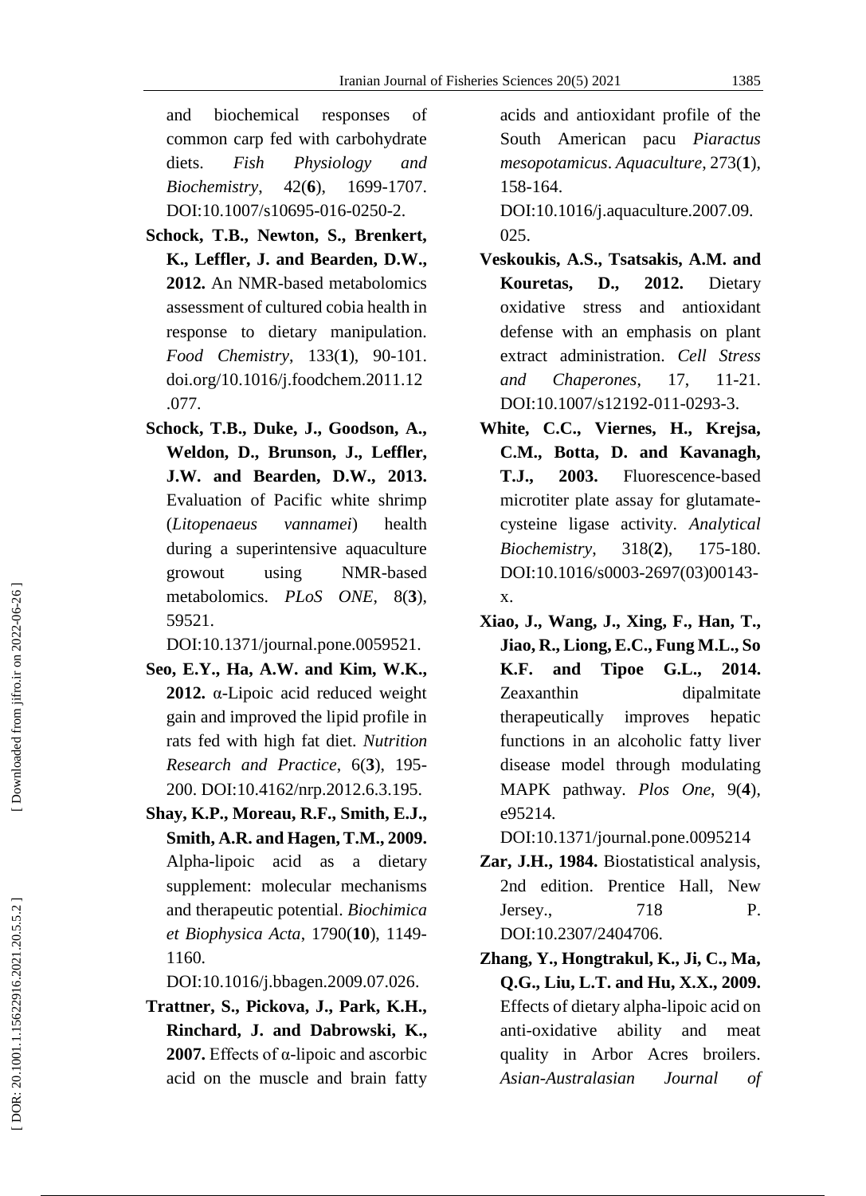and biochemical responses of common carp fed with carbohydrate diets. *Fish Physiology and Biochemistry*, 42(**6**), 1699-1707. DOI:10.1007/s10695-016-0250-2.

**Schock, T.B., Newton, S., Brenkert, K., Leffler, J. and Bearden, D.W., 2012.** An NMR-based metabolomics assessment of cultured cobia health in response to dietary manipulation. *Food Chemistry*, 133(**1**), 90-101. doi.org/10.1016/j.foodchem.2011.12.077.

**Schock, T.B., Duke, J., Goodson, A., Weldon, D., Brunson, J., Leffler, J.W. and Bearden, D.W., 2013.** Evaluation of Pacific white shrimp (*Litopenaeus vannamei*) health during a superintensive aquaculture growout using NMR-based metabolomics. *PLoS ONE*, 8(**3**), 59521. DOI:10.1371/journal.pone.0059521.

**Seo, E.Y., Ha, A.W. and Kim, W.K., 2012.** α-Lipoic acid reduced weight gain and improved the lipid profile in rats fed with high fat diet. *Nutrition Research and Practice*, 6(**3**), 195-200. DOI:10.4162/nrp.2012.6.3.195.

**Shay, K.P., Moreau, R.F., Smith, E.J., Smith, A.R. and Hagen, T.M., 2009.** Alpha-lipoic acid as a dietary supplement: molecular mechanisms and therapeutic potential. *Biochimica et Biophysica Acta*, 1790(**10**), 1149-1160. DOI:10.1016/j.bbagen.2009.07.026.

**Trattner, S., Pickova, J., Park, K.H., Rinchard, J. and Dabrowski, K., 2007.** Effects of α-lipoic and ascorbic acid on the muscle and brain fatty acids and antioxidant profile of the South American pacu *Piaractus mesopotamicus*. *Aquaculture*, 273(**1**), 158-164. DOI:10.1016/j.aquaculture.2007.09.025.

**Veskoukis, A.S., Tsatsakis, A.M. and Kouretas, D., 2012.** Dietary oxidative stress and antioxidant defense with an emphasis on plant extract administration. *Cell Stress and Chaperones*, 17, 11-21. DOI:10.1007/s12192-011-0293-3.

**White, C.C., Viernes, H., Krejsa, C.M., Botta, D. and Kavanagh, T.J., 2003.** Fluorescence-based microtiter plate assay for glutamate-cysteine ligase activity. *Analytical Biochemistry*, 318(**2**), 175-180. DOI:10.1016/s0003-2697(03)00143-x.

**Xiao, J., Wang, J., Xing, F., Han, T., Jiao, R., Liong, E.C., Fung M.L., So K.F. and Tipoe G.L., 2014.** Zeaxanthin dipalmitate therapeutically improves hepatic functions in an alcoholic fatty liver disease model through modulating MAPK pathway. *Plos One*, 9(**4**), e95214. DOI:10.1371/journal.pone.0095214

**Zar, J.H., 1984.** Biostatistical analysis, 2nd edition. Prentice Hall, New Jersey., 718 P. DOI:10.2307/2404706.

**Zhang, Y., Hongtrakul, K., Ji, C., Ma, Q.G., Liu, L.T. and Hu, X.X., 2009.** Effects of dietary alpha-lipoic acid on anti-oxidative ability and meat quality in Arbor Acres broilers. *Asian-Australasian Journal of*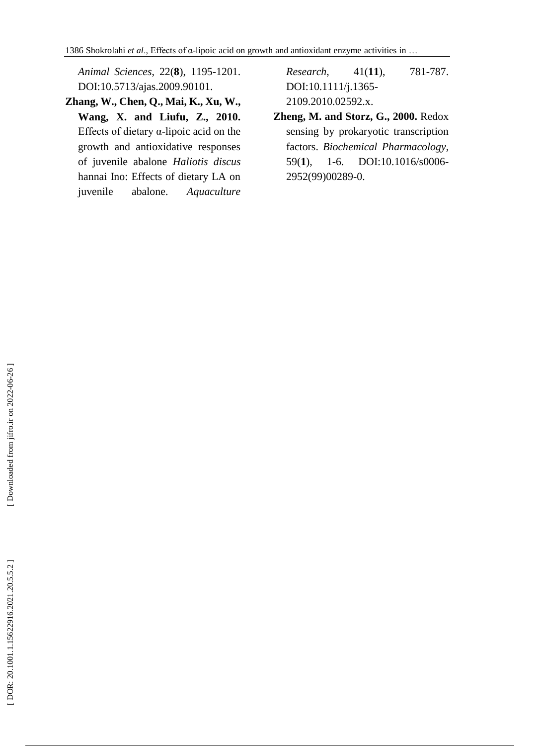*Animal Sciences*, 22(**8**), 1195-1201. DOI:10.5713/ajas.2009.90101.

**Zhang, W., Chen, Q., Mai, K., Xu, W., Wang, X. and Liufu, Z., 2010.** Effects of dietary α-lipoic acid on the growth and antioxidative responses of juvenile abalone *Haliotis discus* hannai Ino: Effects of dietary LA on juvenile abalone. *Aquaculture Research*, 41(**11**), 781-787. DOI:10.1111/j.1365-2109.2010.02592.x.

**Zheng, M. and Storz, G., 2000.** Redox sensing by prokaryotic transcription factors. *Biochemical Pharmacology*, 59(**1**), 1-6. DOI:10.1016/s0006-2952(99)00289-0.